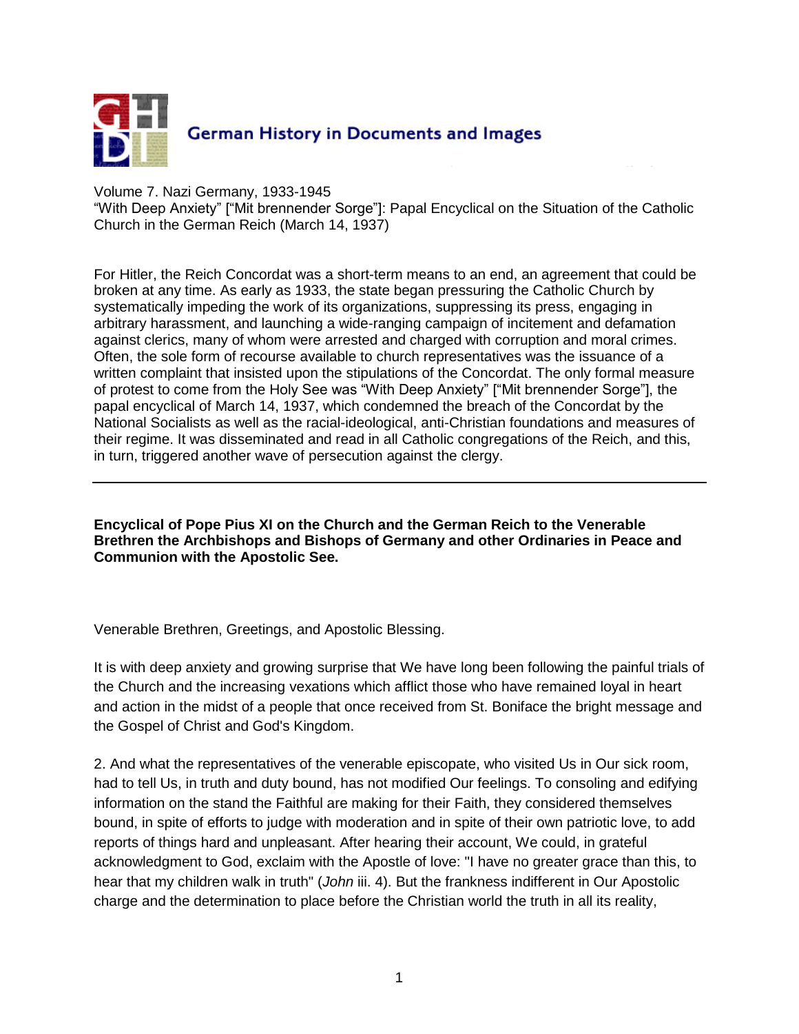German History in Documents and Images

Volume 7. Nazi Germany, 1933-1945
"With Deep Anxiety" ["Mit brennender Sorge"]: Papal Encyclical on the Situation of the Catholic Church in the German Reich (March 14, 1937)

For Hitler, the Reich Concordat was a short-term means to an end, an agreement that could be broken at any time. As early as 1933, the state began pressuring the Catholic Church by systematically impeding the work of its organizations, suppressing its press, engaging in arbitrary harassment, and launching a wide-ranging campaign of incitement and defamation against clerics, many of whom were arrested and charged with corruption and moral crimes. Often, the sole form of recourse available to church representatives was the issuance of a written complaint that insisted upon the stipulations of the Concordat. The only formal measure of protest to come from the Holy See was "With Deep Anxiety" ["Mit brennender Sorge"], the papal encyclical of March 14, 1937, which condemned the breach of the Concordat by the National Socialists as well as the racial-ideological, anti-Christian foundations and measures of their regime. It was disseminated and read in all Catholic congregations of the Reich, and this, in turn, triggered another wave of persecution against the clergy.

---

**Encyclical of Pope Pius XI on the Church and the German Reich to the Venerable Brethren the Archbishops and Bishops of Germany and other Ordinaries in Peace and Communion with the Apostolic See.**

Venerable Brethren, Greetings, and Apostolic Blessing.

It is with deep anxiety and growing surprise that We have long been following the painful trials of the Church and the increasing vexations which afflict those who have remained loyal in heart and action in the midst of a people that once received from St. Boniface the bright message and the Gospel of Christ and God's Kingdom.

2. And what the representatives of the venerable episcopate, who visited Us in Our sick room, had to tell Us, in truth and duty bound, has not modified Our feelings. To consoling and edifying information on the stand the Faithful are making for their Faith, they considered themselves bound, in spite of efforts to judge with moderation and in spite of their own patriotic love, to add reports of things hard and unpleasant. After hearing their account, We could, in grateful acknowledgment to God, exclaim with the Apostle of love: "I have no greater grace than this, to hear that my children walk in truth" (*John* iii. 4). But the frankness indifferent in Our Apostolic charge and the determination to place before the Christian world the truth in all its reality,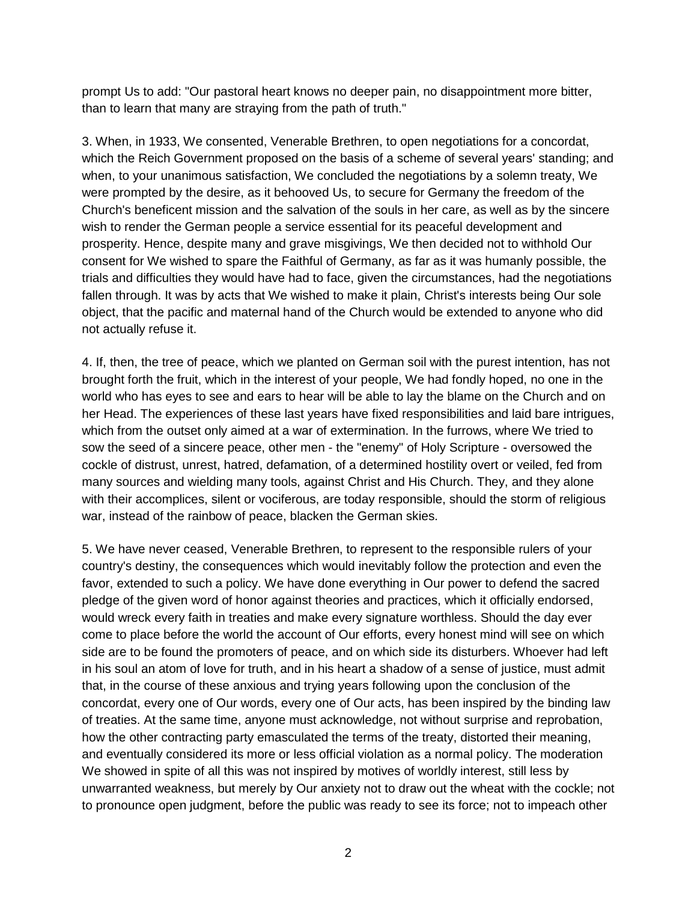prompt Us to add: "Our pastoral heart knows no deeper pain, no disappointment more bitter, than to learn that many are straying from the path of truth."

3. When, in 1933, We consented, Venerable Brethren, to open negotiations for a concordat, which the Reich Government proposed on the basis of a scheme of several years' standing; and when, to your unanimous satisfaction, We concluded the negotiations by a solemn treaty, We were prompted by the desire, as it behooved Us, to secure for Germany the freedom of the Church's beneficent mission and the salvation of the souls in her care, as well as by the sincere wish to render the German people a service essential for its peaceful development and prosperity. Hence, despite many and grave misgivings, We then decided not to withhold Our consent for We wished to spare the Faithful of Germany, as far as it was humanly possible, the trials and difficulties they would have had to face, given the circumstances, had the negotiations fallen through. It was by acts that We wished to make it plain, Christ's interests being Our sole object, that the pacific and maternal hand of the Church would be extended to anyone who did not actually refuse it.

4. If, then, the tree of peace, which we planted on German soil with the purest intention, has not brought forth the fruit, which in the interest of your people, We had fondly hoped, no one in the world who has eyes to see and ears to hear will be able to lay the blame on the Church and on her Head. The experiences of these last years have fixed responsibilities and laid bare intrigues, which from the outset only aimed at a war of extermination. In the furrows, where We tried to sow the seed of a sincere peace, other men - the "enemy" of Holy Scripture - oversowed the cockle of distrust, unrest, hatred, defamation, of a determined hostility overt or veiled, fed from many sources and wielding many tools, against Christ and His Church. They, and they alone with their accomplices, silent or vociferous, are today responsible, should the storm of religious war, instead of the rainbow of peace, blacken the German skies.

5. We have never ceased, Venerable Brethren, to represent to the responsible rulers of your country's destiny, the consequences which would inevitably follow the protection and even the favor, extended to such a policy. We have done everything in Our power to defend the sacred pledge of the given word of honor against theories and practices, which it officially endorsed, would wreck every faith in treaties and make every signature worthless. Should the day ever come to place before the world the account of Our efforts, every honest mind will see on which side are to be found the promoters of peace, and on which side its disturbers. Whoever had left in his soul an atom of love for truth, and in his heart a shadow of a sense of justice, must admit that, in the course of these anxious and trying years following upon the conclusion of the concordat, every one of Our words, every one of Our acts, has been inspired by the binding law of treaties. At the same time, anyone must acknowledge, not without surprise and reprobation, how the other contracting party emasculated the terms of the treaty, distorted their meaning, and eventually considered its more or less official violation as a normal policy. The moderation We showed in spite of all this was not inspired by motives of worldly interest, still less by unwarranted weakness, but merely by Our anxiety not to draw out the wheat with the cockle; not to pronounce open judgment, before the public was ready to see its force; not to impeach other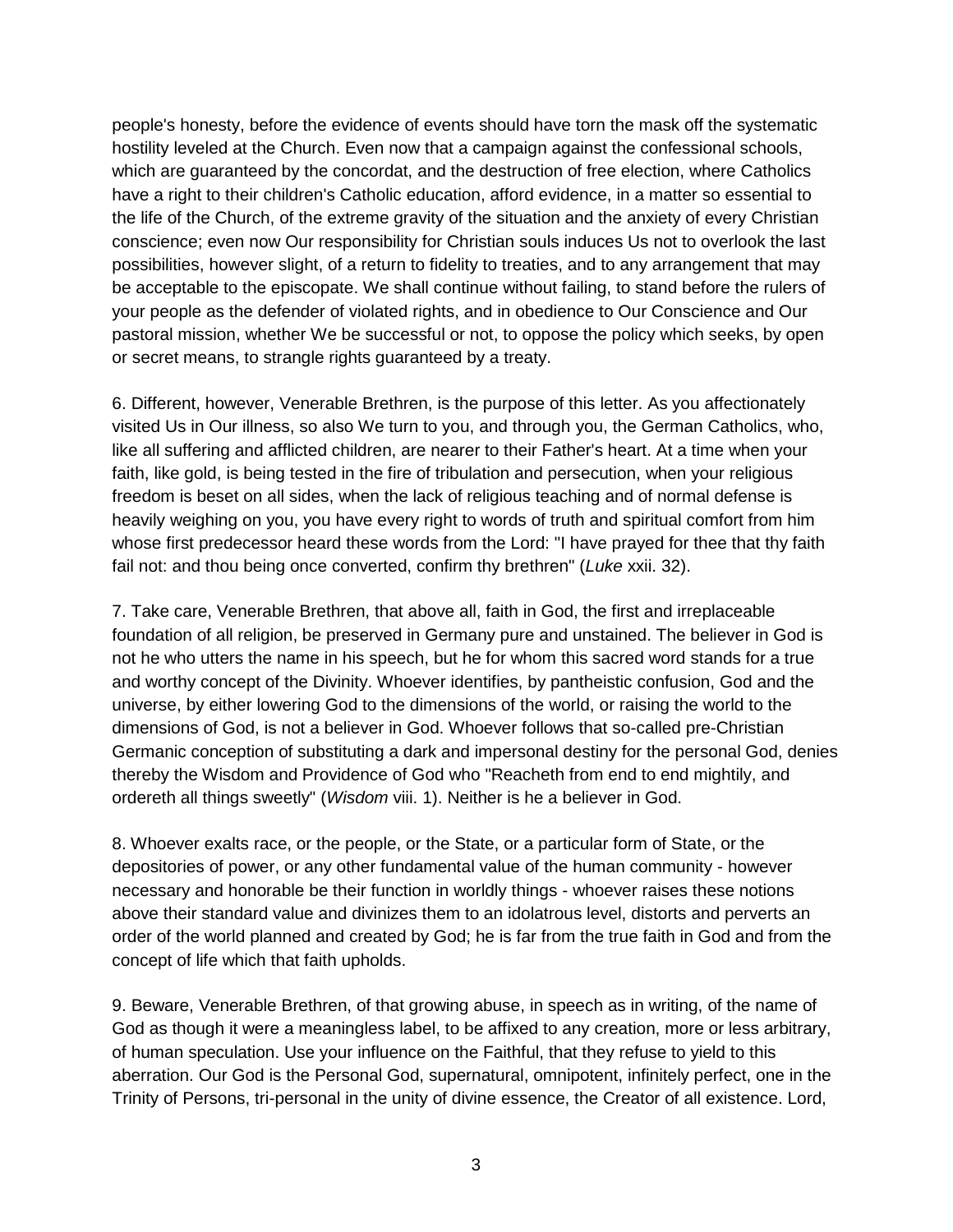people's honesty, before the evidence of events should have torn the mask off the systematic hostility leveled at the Church. Even now that a campaign against the confessional schools, which are guaranteed by the concordat, and the destruction of free election, where Catholics have a right to their children's Catholic education, afford evidence, in a matter so essential to the life of the Church, of the extreme gravity of the situation and the anxiety of every Christian conscience; even now Our responsibility for Christian souls induces Us not to overlook the last possibilities, however slight, of a return to fidelity to treaties, and to any arrangement that may be acceptable to the episcopate. We shall continue without failing, to stand before the rulers of your people as the defender of violated rights, and in obedience to Our Conscience and Our pastoral mission, whether We be successful or not, to oppose the policy which seeks, by open or secret means, to strangle rights guaranteed by a treaty.

6. Different, however, Venerable Brethren, is the purpose of this letter. As you affectionately visited Us in Our illness, so also We turn to you, and through you, the German Catholics, who, like all suffering and afflicted children, are nearer to their Father's heart. At a time when your faith, like gold, is being tested in the fire of tribulation and persecution, when your religious freedom is beset on all sides, when the lack of religious teaching and of normal defense is heavily weighing on you, you have every right to words of truth and spiritual comfort from him whose first predecessor heard these words from the Lord: "I have prayed for thee that thy faith fail not: and thou being once converted, confirm thy brethren" (*Luke* xxii. 32).

7. Take care, Venerable Brethren, that above all, faith in God, the first and irreplaceable foundation of all religion, be preserved in Germany pure and unstained. The believer in God is not he who utters the name in his speech, but he for whom this sacred word stands for a true and worthy concept of the Divinity. Whoever identifies, by pantheistic confusion, God and the universe, by either lowering God to the dimensions of the world, or raising the world to the dimensions of God, is not a believer in God. Whoever follows that so-called pre-Christian Germanic conception of substituting a dark and impersonal destiny for the personal God, denies thereby the Wisdom and Providence of God who "Reacheth from end to end mightily, and ordereth all things sweetly" (*Wisdom* viii. 1). Neither is he a believer in God.

8. Whoever exalts race, or the people, or the State, or a particular form of State, or the depositories of power, or any other fundamental value of the human community - however necessary and honorable be their function in worldly things - whoever raises these notions above their standard value and divinizes them to an idolatrous level, distorts and perverts an order of the world planned and created by God; he is far from the true faith in God and from the concept of life which that faith upholds.

9. Beware, Venerable Brethren, of that growing abuse, in speech as in writing, of the name of God as though it were a meaningless label, to be affixed to any creation, more or less arbitrary, of human speculation. Use your influence on the Faithful, that they refuse to yield to this aberration. Our God is the Personal God, supernatural, omnipotent, infinitely perfect, one in the Trinity of Persons, tri-personal in the unity of divine essence, the Creator of all existence. Lord,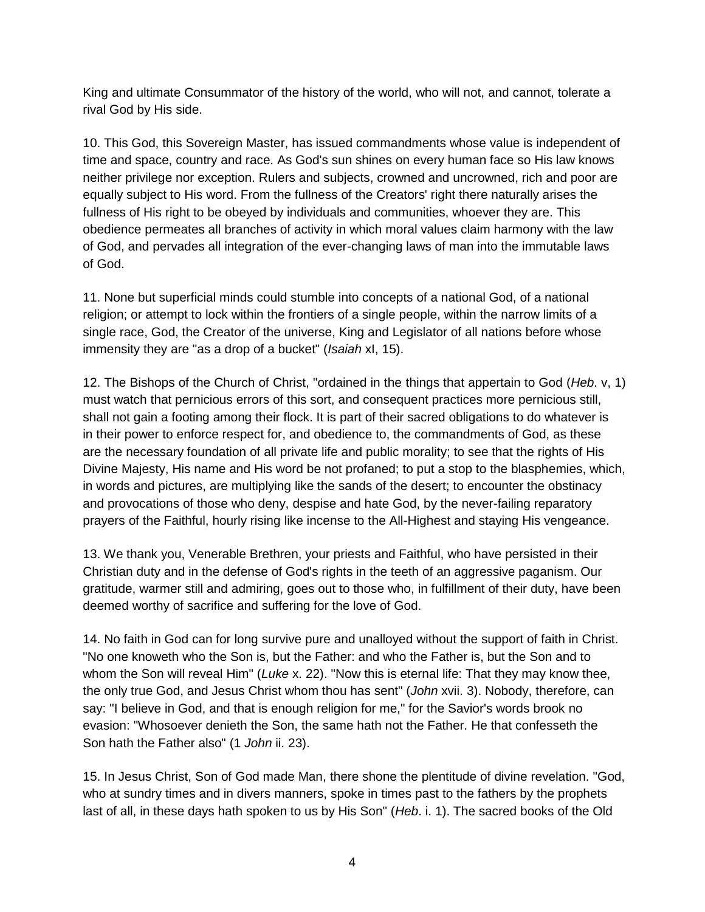King and ultimate Consummator of the history of the world, who will not, and cannot, tolerate a rival God by His side.

10. This God, this Sovereign Master, has issued commandments whose value is independent of time and space, country and race. As God's sun shines on every human face so His law knows neither privilege nor exception. Rulers and subjects, crowned and uncrowned, rich and poor are equally subject to His word. From the fullness of the Creators' right there naturally arises the fullness of His right to be obeyed by individuals and communities, whoever they are. This obedience permeates all branches of activity in which moral values claim harmony with the law of God, and pervades all integration of the ever-changing laws of man into the immutable laws of God.

11. None but superficial minds could stumble into concepts of a national God, of a national religion; or attempt to lock within the frontiers of a single people, within the narrow limits of a single race, God, the Creator of the universe, King and Legislator of all nations before whose immensity they are "as a drop of a bucket" (*Isaiah* xI, 15).

12. The Bishops of the Church of Christ, "ordained in the things that appertain to God (*Heb*. v, 1) must watch that pernicious errors of this sort, and consequent practices more pernicious still, shall not gain a footing among their flock. It is part of their sacred obligations to do whatever is in their power to enforce respect for, and obedience to, the commandments of God, as these are the necessary foundation of all private life and public morality; to see that the rights of His Divine Majesty, His name and His word be not profaned; to put a stop to the blasphemies, which, in words and pictures, are multiplying like the sands of the desert; to encounter the obstinacy and provocations of those who deny, despise and hate God, by the never-failing reparatory prayers of the Faithful, hourly rising like incense to the All-Highest and staying His vengeance.

13. We thank you, Venerable Brethren, your priests and Faithful, who have persisted in their Christian duty and in the defense of God's rights in the teeth of an aggressive paganism. Our gratitude, warmer still and admiring, goes out to those who, in fulfillment of their duty, have been deemed worthy of sacrifice and suffering for the love of God.

14. No faith in God can for long survive pure and unalloyed without the support of faith in Christ. "No one knoweth who the Son is, but the Father: and who the Father is, but the Son and to whom the Son will reveal Him" (*Luke* x. 22). "Now this is eternal life: That they may know thee, the only true God, and Jesus Christ whom thou has sent" (*John* xvii. 3). Nobody, therefore, can say: "I believe in God, and that is enough religion for me," for the Savior's words brook no evasion: "Whosoever denieth the Son, the same hath not the Father. He that confesseth the Son hath the Father also" (1 *John* ii. 23).

15. In Jesus Christ, Son of God made Man, there shone the plentitude of divine revelation. "God, who at sundry times and in divers manners, spoke in times past to the fathers by the prophets last of all, in these days hath spoken to us by His Son" (*Heb*. i. 1). The sacred books of the Old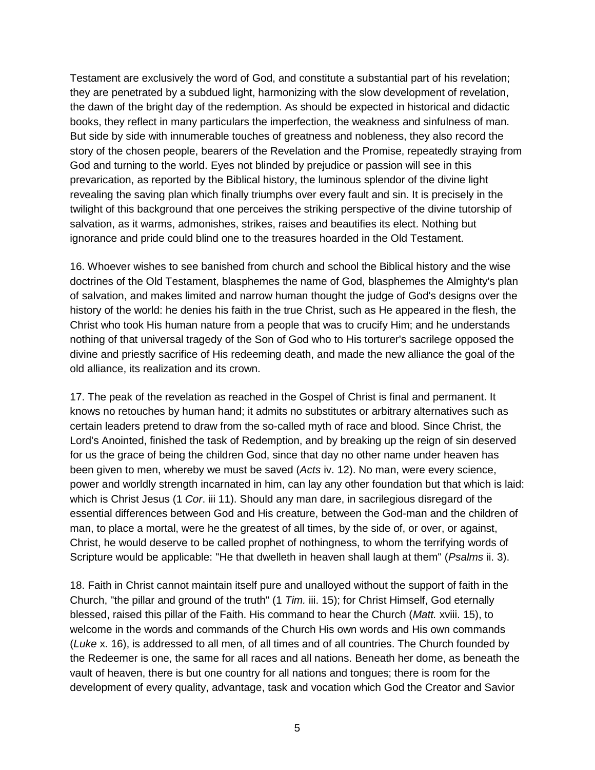Testament are exclusively the word of God, and constitute a substantial part of his revelation; they are penetrated by a subdued light, harmonizing with the slow development of revelation, the dawn of the bright day of the redemption. As should be expected in historical and didactic books, they reflect in many particulars the imperfection, the weakness and sinfulness of man. But side by side with innumerable touches of greatness and nobleness, they also record the story of the chosen people, bearers of the Revelation and the Promise, repeatedly straying from God and turning to the world. Eyes not blinded by prejudice or passion will see in this prevarication, as reported by the Biblical history, the luminous splendor of the divine light revealing the saving plan which finally triumphs over every fault and sin. It is precisely in the twilight of this background that one perceives the striking perspective of the divine tutorship of salvation, as it warms, admonishes, strikes, raises and beautifies its elect. Nothing but ignorance and pride could blind one to the treasures hoarded in the Old Testament.

16. Whoever wishes to see banished from church and school the Biblical history and the wise doctrines of the Old Testament, blasphemes the name of God, blasphemes the Almighty's plan of salvation, and makes limited and narrow human thought the judge of God's designs over the history of the world: he denies his faith in the true Christ, such as He appeared in the flesh, the Christ who took His human nature from a people that was to crucify Him; and he understands nothing of that universal tragedy of the Son of God who to His torturer's sacrilege opposed the divine and priestly sacrifice of His redeeming death, and made the new alliance the goal of the old alliance, its realization and its crown.

17. The peak of the revelation as reached in the Gospel of Christ is final and permanent. It knows no retouches by human hand; it admits no substitutes or arbitrary alternatives such as certain leaders pretend to draw from the so-called myth of race and blood. Since Christ, the Lord's Anointed, finished the task of Redemption, and by breaking up the reign of sin deserved for us the grace of being the children God, since that day no other name under heaven has been given to men, whereby we must be saved (*Acts* iv. 12). No man, were every science, power and worldly strength incarnated in him, can lay any other foundation but that which is laid: which is Christ Jesus (1 *Cor*. iii 11). Should any man dare, in sacrilegious disregard of the essential differences between God and His creature, between the God-man and the children of man, to place a mortal, were he the greatest of all times, by the side of, or over, or against, Christ, he would deserve to be called prophet of nothingness, to whom the terrifying words of Scripture would be applicable: "He that dwelleth in heaven shall laugh at them" (*Psalms* ii. 3).

18. Faith in Christ cannot maintain itself pure and unalloyed without the support of faith in the Church, "the pillar and ground of the truth" (1 *Tim.* iii. 15); for Christ Himself, God eternally blessed, raised this pillar of the Faith. His command to hear the Church (*Matt.* xviii. 15), to welcome in the words and commands of the Church His own words and His own commands (*Luke* x. 16), is addressed to all men, of all times and of all countries. The Church founded by the Redeemer is one, the same for all races and all nations. Beneath her dome, as beneath the vault of heaven, there is but one country for all nations and tongues; there is room for the development of every quality, advantage, task and vocation which God the Creator and Savior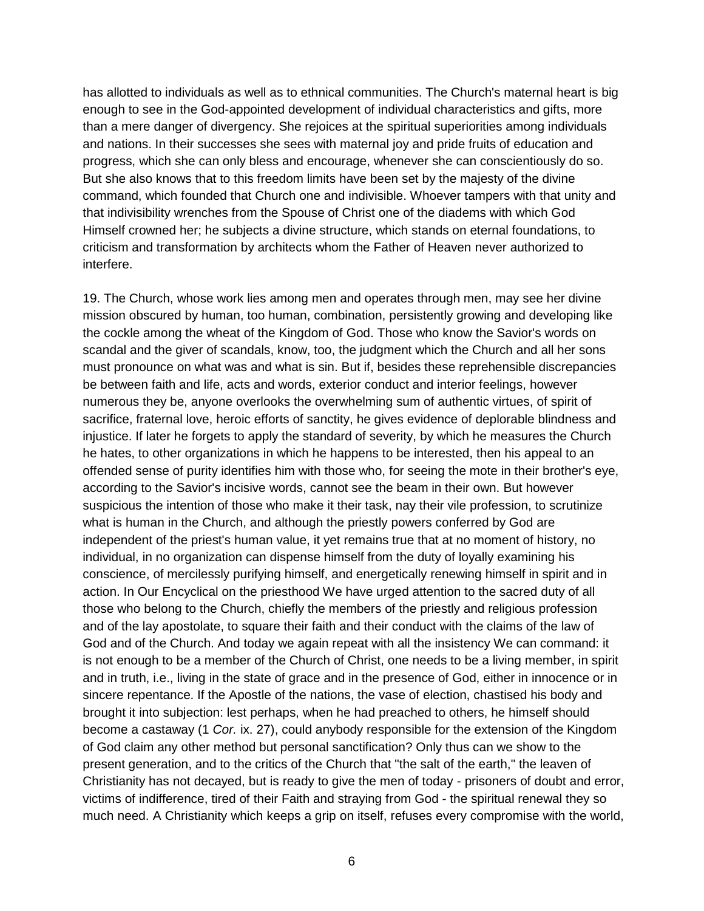has allotted to individuals as well as to ethnical communities. The Church's maternal heart is big enough to see in the God-appointed development of individual characteristics and gifts, more than a mere danger of divergency. She rejoices at the spiritual superiorities among individuals and nations. In their successes she sees with maternal joy and pride fruits of education and progress, which she can only bless and encourage, whenever she can conscientiously do so. But she also knows that to this freedom limits have been set by the majesty of the divine command, which founded that Church one and indivisible. Whoever tampers with that unity and that indivisibility wrenches from the Spouse of Christ one of the diadems with which God Himself crowned her; he subjects a divine structure, which stands on eternal foundations, to criticism and transformation by architects whom the Father of Heaven never authorized to interfere.

19. The Church, whose work lies among men and operates through men, may see her divine mission obscured by human, too human, combination, persistently growing and developing like the cockle among the wheat of the Kingdom of God. Those who know the Savior's words on scandal and the giver of scandals, know, too, the judgment which the Church and all her sons must pronounce on what was and what is sin. But if, besides these reprehensible discrepancies be between faith and life, acts and words, exterior conduct and interior feelings, however numerous they be, anyone overlooks the overwhelming sum of authentic virtues, of spirit of sacrifice, fraternal love, heroic efforts of sanctity, he gives evidence of deplorable blindness and injustice. If later he forgets to apply the standard of severity, by which he measures the Church he hates, to other organizations in which he happens to be interested, then his appeal to an offended sense of purity identifies him with those who, for seeing the mote in their brother's eye, according to the Savior's incisive words, cannot see the beam in their own. But however suspicious the intention of those who make it their task, nay their vile profession, to scrutinize what is human in the Church, and although the priestly powers conferred by God are independent of the priest's human value, it yet remains true that at no moment of history, no individual, in no organization can dispense himself from the duty of loyally examining his conscience, of mercilessly purifying himself, and energetically renewing himself in spirit and in action. In Our Encyclical on the priesthood We have urged attention to the sacred duty of all those who belong to the Church, chiefly the members of the priestly and religious profession and of the lay apostolate, to square their faith and their conduct with the claims of the law of God and of the Church. And today we again repeat with all the insistency We can command: it is not enough to be a member of the Church of Christ, one needs to be a living member, in spirit and in truth, i.e., living in the state of grace and in the presence of God, either in innocence or in sincere repentance. If the Apostle of the nations, the vase of election, chastised his body and brought it into subjection: lest perhaps, when he had preached to others, he himself should become a castaway (1 *Cor.* ix. 27), could anybody responsible for the extension of the Kingdom of God claim any other method but personal sanctification? Only thus can we show to the present generation, and to the critics of the Church that "the salt of the earth," the leaven of Christianity has not decayed, but is ready to give the men of today - prisoners of doubt and error, victims of indifference, tired of their Faith and straying from God - the spiritual renewal they so much need. A Christianity which keeps a grip on itself, refuses every compromise with the world,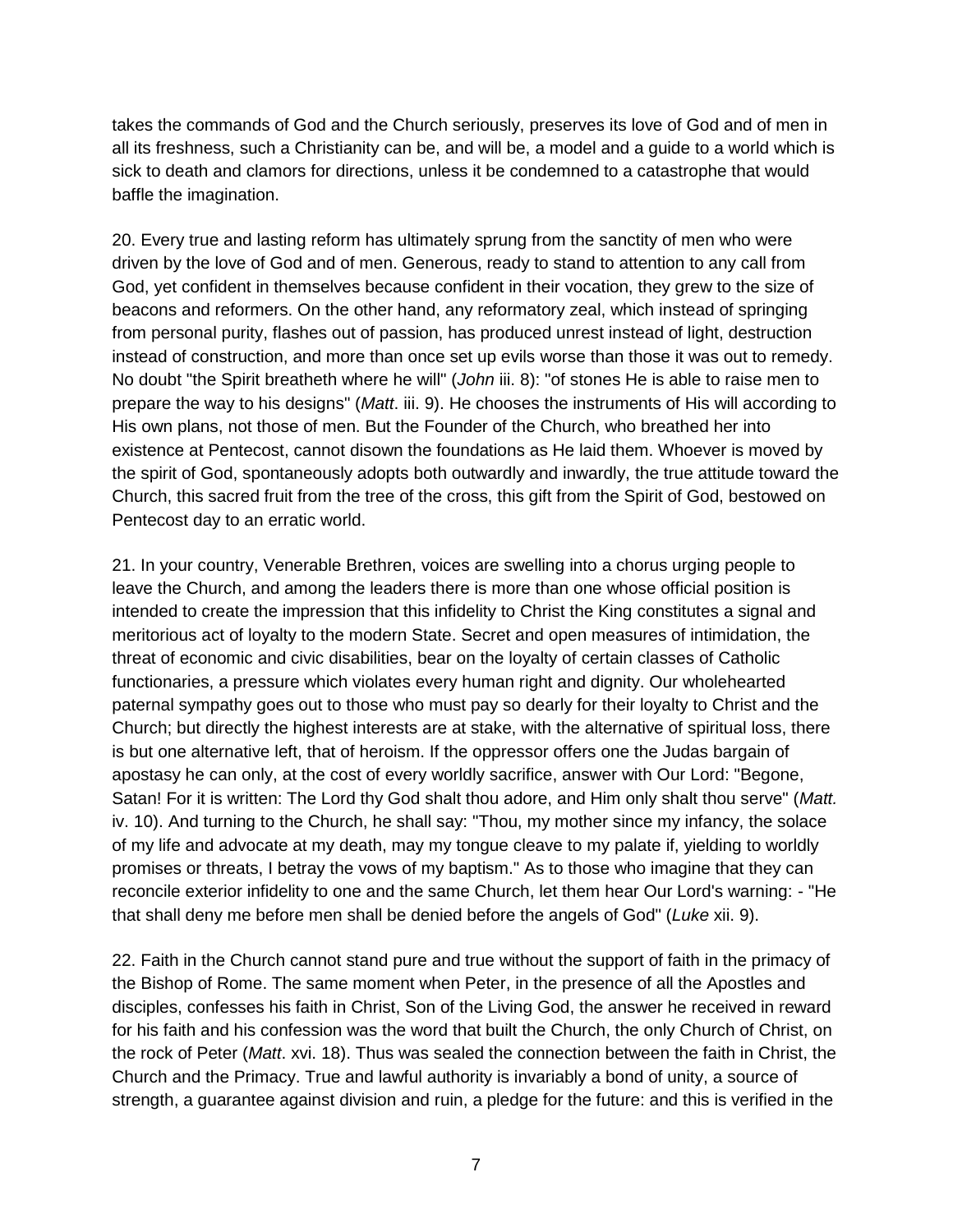takes the commands of God and the Church seriously, preserves its love of God and of men in all its freshness, such a Christianity can be, and will be, a model and a guide to a world which is sick to death and clamors for directions, unless it be condemned to a catastrophe that would baffle the imagination.

20. Every true and lasting reform has ultimately sprung from the sanctity of men who were driven by the love of God and of men. Generous, ready to stand to attention to any call from God, yet confident in themselves because confident in their vocation, they grew to the size of beacons and reformers. On the other hand, any reformatory zeal, which instead of springing from personal purity, flashes out of passion, has produced unrest instead of light, destruction instead of construction, and more than once set up evils worse than those it was out to remedy. No doubt "the Spirit breatheth where he will" (*John* iii. 8): "of stones He is able to raise men to prepare the way to his designs" (*Matt*. iii. 9). He chooses the instruments of His will according to His own plans, not those of men. But the Founder of the Church, who breathed her into existence at Pentecost, cannot disown the foundations as He laid them. Whoever is moved by the spirit of God, spontaneously adopts both outwardly and inwardly, the true attitude toward the Church, this sacred fruit from the tree of the cross, this gift from the Spirit of God, bestowed on Pentecost day to an erratic world.

21. In your country, Venerable Brethren, voices are swelling into a chorus urging people to leave the Church, and among the leaders there is more than one whose official position is intended to create the impression that this infidelity to Christ the King constitutes a signal and meritorious act of loyalty to the modern State. Secret and open measures of intimidation, the threat of economic and civic disabilities, bear on the loyalty of certain classes of Catholic functionaries, a pressure which violates every human right and dignity. Our wholehearted paternal sympathy goes out to those who must pay so dearly for their loyalty to Christ and the Church; but directly the highest interests are at stake, with the alternative of spiritual loss, there is but one alternative left, that of heroism. If the oppressor offers one the Judas bargain of apostasy he can only, at the cost of every worldly sacrifice, answer with Our Lord: "Begone, Satan! For it is written: The Lord thy God shalt thou adore, and Him only shalt thou serve" (*Matt.* iv. 10). And turning to the Church, he shall say: "Thou, my mother since my infancy, the solace of my life and advocate at my death, may my tongue cleave to my palate if, yielding to worldly promises or threats, I betray the vows of my baptism." As to those who imagine that they can reconcile exterior infidelity to one and the same Church, let them hear Our Lord's warning: - "He that shall deny me before men shall be denied before the angels of God" (*Luke* xii. 9).

22. Faith in the Church cannot stand pure and true without the support of faith in the primacy of the Bishop of Rome. The same moment when Peter, in the presence of all the Apostles and disciples, confesses his faith in Christ, Son of the Living God, the answer he received in reward for his faith and his confession was the word that built the Church, the only Church of Christ, on the rock of Peter (*Matt*. xvi. 18). Thus was sealed the connection between the faith in Christ, the Church and the Primacy. True and lawful authority is invariably a bond of unity, a source of strength, a guarantee against division and ruin, a pledge for the future: and this is verified in the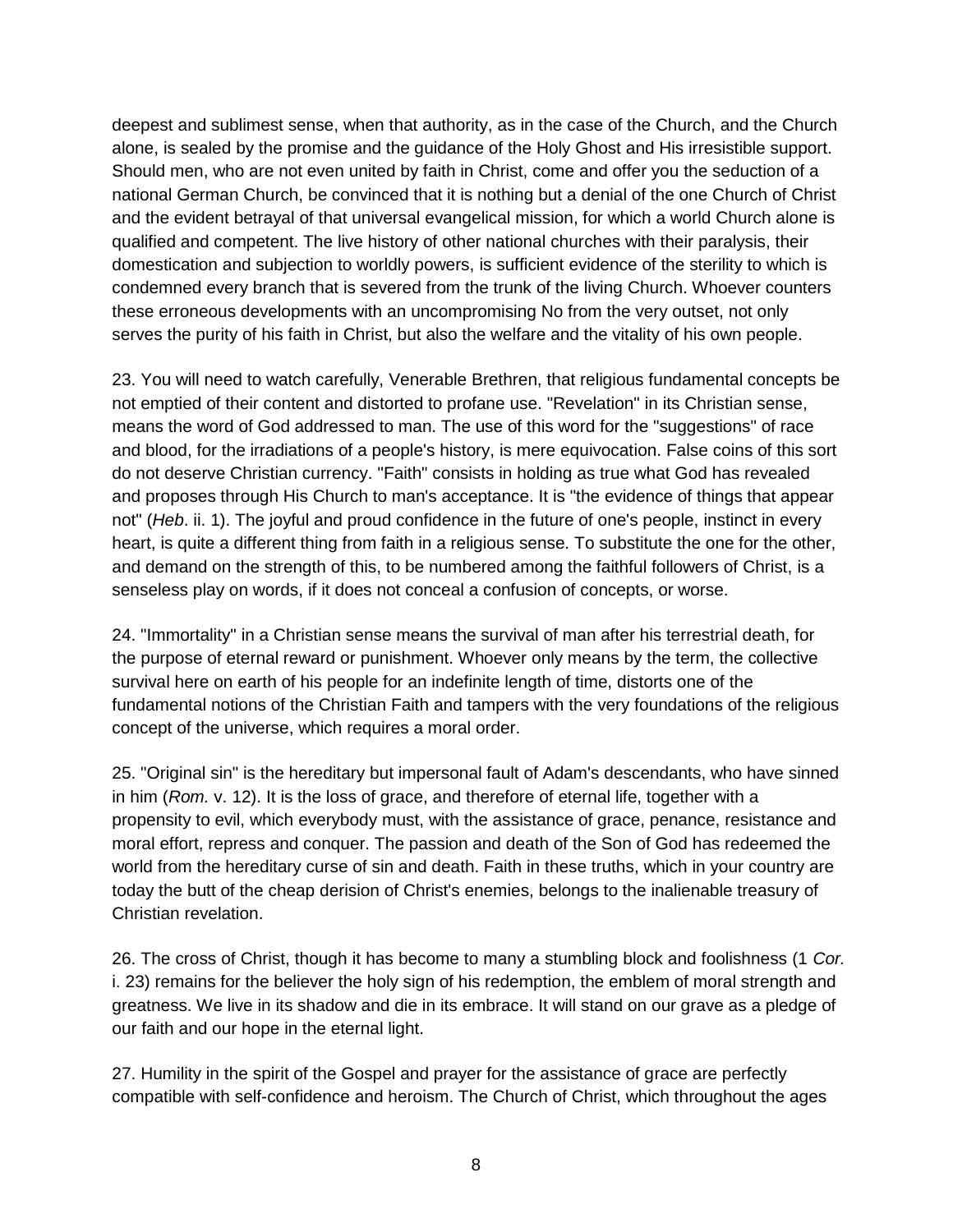deepest and sublimest sense, when that authority, as in the case of the Church, and the Church alone, is sealed by the promise and the guidance of the Holy Ghost and His irresistible support. Should men, who are not even united by faith in Christ, come and offer you the seduction of a national German Church, be convinced that it is nothing but a denial of the one Church of Christ and the evident betrayal of that universal evangelical mission, for which a world Church alone is qualified and competent. The live history of other national churches with their paralysis, their domestication and subjection to worldly powers, is sufficient evidence of the sterility to which is condemned every branch that is severed from the trunk of the living Church. Whoever counters these erroneous developments with an uncompromising No from the very outset, not only serves the purity of his faith in Christ, but also the welfare and the vitality of his own people.

23. You will need to watch carefully, Venerable Brethren, that religious fundamental concepts be not emptied of their content and distorted to profane use. "Revelation" in its Christian sense, means the word of God addressed to man. The use of this word for the "suggestions" of race and blood, for the irradiations of a people's history, is mere equivocation. False coins of this sort do not deserve Christian currency. "Faith" consists in holding as true what God has revealed and proposes through His Church to man's acceptance. It is "the evidence of things that appear not" (*Heb*. ii. 1). The joyful and proud confidence in the future of one's people, instinct in every heart, is quite a different thing from faith in a religious sense. To substitute the one for the other, and demand on the strength of this, to be numbered among the faithful followers of Christ, is a senseless play on words, if it does not conceal a confusion of concepts, or worse.

24. "Immortality" in a Christian sense means the survival of man after his terrestrial death, for the purpose of eternal reward or punishment. Whoever only means by the term, the collective survival here on earth of his people for an indefinite length of time, distorts one of the fundamental notions of the Christian Faith and tampers with the very foundations of the religious concept of the universe, which requires a moral order.

25. "Original sin" is the hereditary but impersonal fault of Adam's descendants, who have sinned in him (*Rom.* v. 12). It is the loss of grace, and therefore of eternal life, together with a propensity to evil, which everybody must, with the assistance of grace, penance, resistance and moral effort, repress and conquer. The passion and death of the Son of God has redeemed the world from the hereditary curse of sin and death. Faith in these truths, which in your country are today the butt of the cheap derision of Christ's enemies, belongs to the inalienable treasury of Christian revelation.

26. The cross of Christ, though it has become to many a stumbling block and foolishness (1 *Cor.* i. 23) remains for the believer the holy sign of his redemption, the emblem of moral strength and greatness. We live in its shadow and die in its embrace. It will stand on our grave as a pledge of our faith and our hope in the eternal light.

27. Humility in the spirit of the Gospel and prayer for the assistance of grace are perfectly compatible with self-confidence and heroism. The Church of Christ, which throughout the ages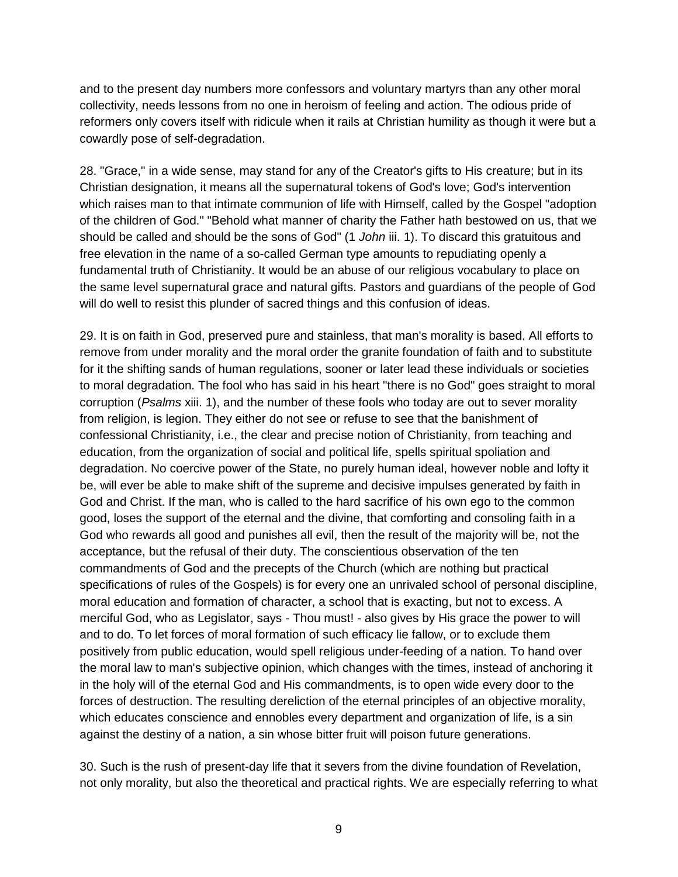and to the present day numbers more confessors and voluntary martyrs than any other moral collectivity, needs lessons from no one in heroism of feeling and action. The odious pride of reformers only covers itself with ridicule when it rails at Christian humility as though it were but a cowardly pose of self-degradation.

28. "Grace," in a wide sense, may stand for any of the Creator's gifts to His creature; but in its Christian designation, it means all the supernatural tokens of God's love; God's intervention which raises man to that intimate communion of life with Himself, called by the Gospel "adoption of the children of God." "Behold what manner of charity the Father hath bestowed on us, that we should be called and should be the sons of God" (1 *John* iii. 1). To discard this gratuitous and free elevation in the name of a so-called German type amounts to repudiating openly a fundamental truth of Christianity. It would be an abuse of our religious vocabulary to place on the same level supernatural grace and natural gifts. Pastors and guardians of the people of God will do well to resist this plunder of sacred things and this confusion of ideas.

29. It is on faith in God, preserved pure and stainless, that man's morality is based. All efforts to remove from under morality and the moral order the granite foundation of faith and to substitute for it the shifting sands of human regulations, sooner or later lead these individuals or societies to moral degradation. The fool who has said in his heart "there is no God" goes straight to moral corruption (*Psalms* xiii. 1), and the number of these fools who today are out to sever morality from religion, is legion. They either do not see or refuse to see that the banishment of confessional Christianity, i.e., the clear and precise notion of Christianity, from teaching and education, from the organization of social and political life, spells spiritual spoliation and degradation. No coercive power of the State, no purely human ideal, however noble and lofty it be, will ever be able to make shift of the supreme and decisive impulses generated by faith in God and Christ. If the man, who is called to the hard sacrifice of his own ego to the common good, loses the support of the eternal and the divine, that comforting and consoling faith in a God who rewards all good and punishes all evil, then the result of the majority will be, not the acceptance, but the refusal of their duty. The conscientious observation of the ten commandments of God and the precepts of the Church (which are nothing but practical specifications of rules of the Gospels) is for every one an unrivaled school of personal discipline, moral education and formation of character, a school that is exacting, but not to excess. A merciful God, who as Legislator, says - Thou must! - also gives by His grace the power to will and to do. To let forces of moral formation of such efficacy lie fallow, or to exclude them positively from public education, would spell religious under-feeding of a nation. To hand over the moral law to man's subjective opinion, which changes with the times, instead of anchoring it in the holy will of the eternal God and His commandments, is to open wide every door to the forces of destruction. The resulting dereliction of the eternal principles of an objective morality, which educates conscience and ennobles every department and organization of life, is a sin against the destiny of a nation, a sin whose bitter fruit will poison future generations.

30. Such is the rush of present-day life that it severs from the divine foundation of Revelation, not only morality, but also the theoretical and practical rights. We are especially referring to what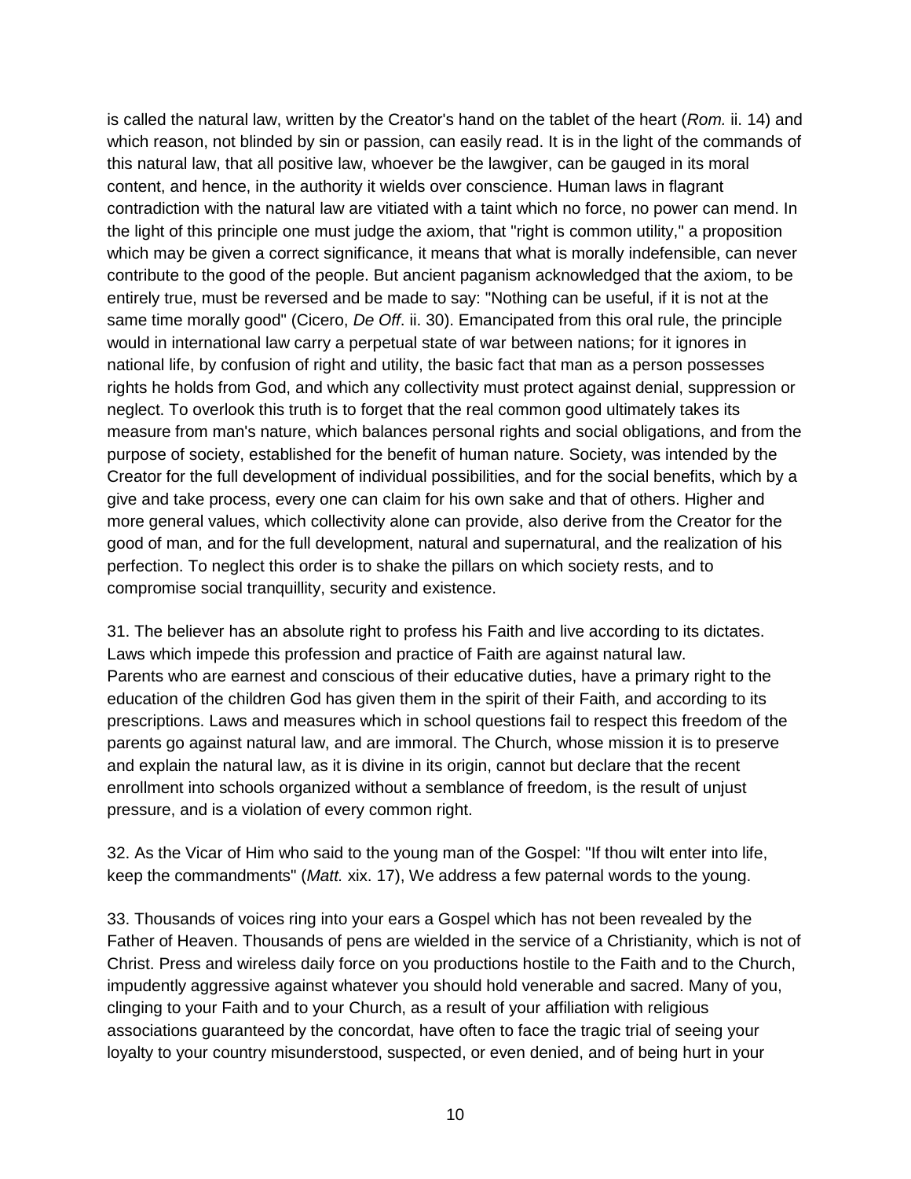is called the natural law, written by the Creator's hand on the tablet of the heart (*Rom.* ii. 14) and which reason, not blinded by sin or passion, can easily read. It is in the light of the commands of this natural law, that all positive law, whoever be the lawgiver, can be gauged in its moral content, and hence, in the authority it wields over conscience. Human laws in flagrant contradiction with the natural law are vitiated with a taint which no force, no power can mend. In the light of this principle one must judge the axiom, that "right is common utility," a proposition which may be given a correct significance, it means that what is morally indefensible, can never contribute to the good of the people. But ancient paganism acknowledged that the axiom, to be entirely true, must be reversed and be made to say: "Nothing can be useful, if it is not at the same time morally good" (Cicero, *De Off*. ii. 30). Emancipated from this oral rule, the principle would in international law carry a perpetual state of war between nations; for it ignores in national life, by confusion of right and utility, the basic fact that man as a person possesses rights he holds from God, and which any collectivity must protect against denial, suppression or neglect. To overlook this truth is to forget that the real common good ultimately takes its measure from man's nature, which balances personal rights and social obligations, and from the purpose of society, established for the benefit of human nature. Society, was intended by the Creator for the full development of individual possibilities, and for the social benefits, which by a give and take process, every one can claim for his own sake and that of others. Higher and more general values, which collectivity alone can provide, also derive from the Creator for the good of man, and for the full development, natural and supernatural, and the realization of his perfection. To neglect this order is to shake the pillars on which society rests, and to compromise social tranquillity, security and existence.

31. The believer has an absolute right to profess his Faith and live according to its dictates. Laws which impede this profession and practice of Faith are against natural law.
Parents who are earnest and conscious of their educative duties, have a primary right to the education of the children God has given them in the spirit of their Faith, and according to its prescriptions. Laws and measures which in school questions fail to respect this freedom of the parents go against natural law, and are immoral. The Church, whose mission it is to preserve and explain the natural law, as it is divine in its origin, cannot but declare that the recent enrollment into schools organized without a semblance of freedom, is the result of unjust pressure, and is a violation of every common right.

32. As the Vicar of Him who said to the young man of the Gospel: "If thou wilt enter into life, keep the commandments" (*Matt.* xix. 17), We address a few paternal words to the young.

33. Thousands of voices ring into your ears a Gospel which has not been revealed by the Father of Heaven. Thousands of pens are wielded in the service of a Christianity, which is not of Christ. Press and wireless daily force on you productions hostile to the Faith and to the Church, impudently aggressive against whatever you should hold venerable and sacred. Many of you, clinging to your Faith and to your Church, as a result of your affiliation with religious associations guaranteed by the concordat, have often to face the tragic trial of seeing your loyalty to your country misunderstood, suspected, or even denied, and of being hurt in your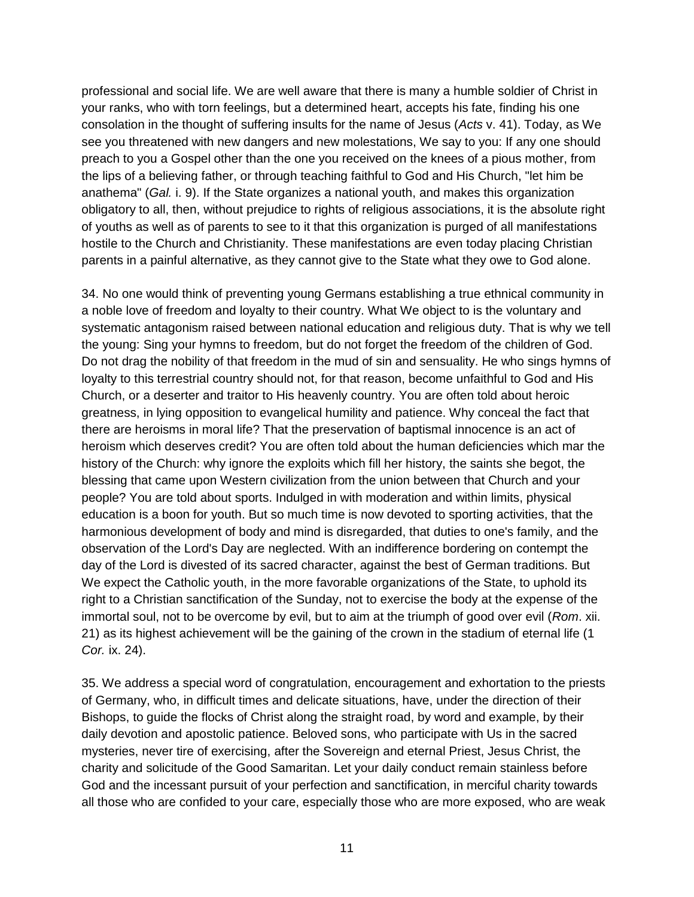professional and social life. We are well aware that there is many a humble soldier of Christ in your ranks, who with torn feelings, but a determined heart, accepts his fate, finding his one consolation in the thought of suffering insults for the name of Jesus (*Acts* v. 41). Today, as We see you threatened with new dangers and new molestations, We say to you: If any one should preach to you a Gospel other than the one you received on the knees of a pious mother, from the lips of a believing father, or through teaching faithful to God and His Church, "let him be anathema" (*Gal.* i. 9). If the State organizes a national youth, and makes this organization obligatory to all, then, without prejudice to rights of religious associations, it is the absolute right of youths as well as of parents to see to it that this organization is purged of all manifestations hostile to the Church and Christianity. These manifestations are even today placing Christian parents in a painful alternative, as they cannot give to the State what they owe to God alone.

34. No one would think of preventing young Germans establishing a true ethnical community in a noble love of freedom and loyalty to their country. What We object to is the voluntary and systematic antagonism raised between national education and religious duty. That is why we tell the young: Sing your hymns to freedom, but do not forget the freedom of the children of God. Do not drag the nobility of that freedom in the mud of sin and sensuality. He who sings hymns of loyalty to this terrestrial country should not, for that reason, become unfaithful to God and His Church, or a deserter and traitor to His heavenly country. You are often told about heroic greatness, in lying opposition to evangelical humility and patience. Why conceal the fact that there are heroisms in moral life? That the preservation of baptismal innocence is an act of heroism which deserves credit? You are often told about the human deficiencies which mar the history of the Church: why ignore the exploits which fill her history, the saints she begot, the blessing that came upon Western civilization from the union between that Church and your people? You are told about sports. Indulged in with moderation and within limits, physical education is a boon for youth. But so much time is now devoted to sporting activities, that the harmonious development of body and mind is disregarded, that duties to one's family, and the observation of the Lord's Day are neglected. With an indifference bordering on contempt the day of the Lord is divested of its sacred character, against the best of German traditions. But We expect the Catholic youth, in the more favorable organizations of the State, to uphold its right to a Christian sanctification of the Sunday, not to exercise the body at the expense of the immortal soul, not to be overcome by evil, but to aim at the triumph of good over evil (*Rom*. xii. 21) as its highest achievement will be the gaining of the crown in the stadium of eternal life (1 *Cor.* ix. 24).

35. We address a special word of congratulation, encouragement and exhortation to the priests of Germany, who, in difficult times and delicate situations, have, under the direction of their Bishops, to guide the flocks of Christ along the straight road, by word and example, by their daily devotion and apostolic patience. Beloved sons, who participate with Us in the sacred mysteries, never tire of exercising, after the Sovereign and eternal Priest, Jesus Christ, the charity and solicitude of the Good Samaritan. Let your daily conduct remain stainless before God and the incessant pursuit of your perfection and sanctification, in merciful charity towards all those who are confided to your care, especially those who are more exposed, who are weak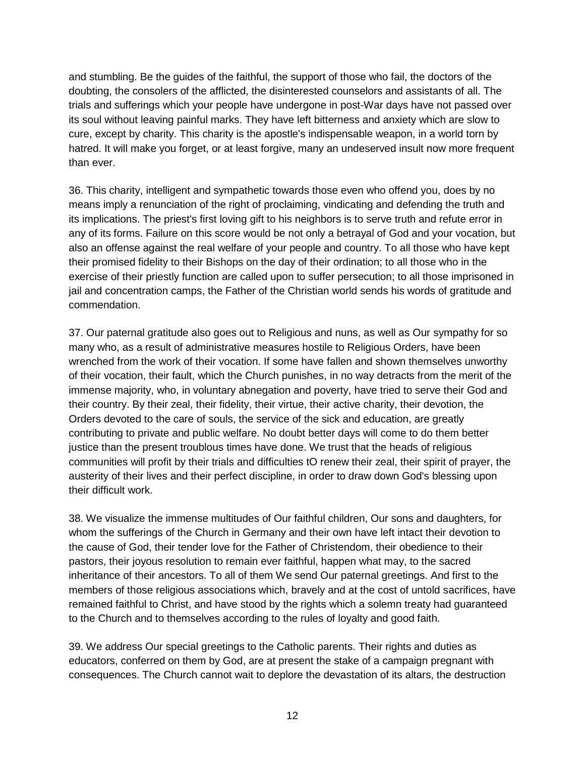and stumbling. Be the guides of the faithful, the support of those who fail, the doctors of the doubting, the consolers of the afflicted, the disinterested counselors and assistants of all. The trials and sufferings which your people have undergone in post-War days have not passed over its soul without leaving painful marks. They have left bitterness and anxiety which are slow to cure, except by charity. This charity is the apostle's indispensable weapon, in a world torn by hatred. It will make you forget, or at least forgive, many an undeserved insult now more frequent than ever.

36. This charity, intelligent and sympathetic towards those even who offend you, does by no means imply a renunciation of the right of proclaiming, vindicating and defending the truth and its implications. The priest's first loving gift to his neighbors is to serve truth and refute error in any of its forms. Failure on this score would be not only a betrayal of God and your vocation, but also an offense against the real welfare of your people and country. To all those who have kept their promised fidelity to their Bishops on the day of their ordination; to all those who in the exercise of their priestly function are called upon to suffer persecution; to all those imprisoned in jail and concentration camps, the Father of the Christian world sends his words of gratitude and commendation.

37. Our paternal gratitude also goes out to Religious and nuns, as well as Our sympathy for so many who, as a result of administrative measures hostile to Religious Orders, have been wrenched from the work of their vocation. If some have fallen and shown themselves unworthy of their vocation, their fault, which the Church punishes, in no way detracts from the merit of the immense majority, who, in voluntary abnegation and poverty, have tried to serve their God and their country. By their zeal, their fidelity, their virtue, their active charity, their devotion, the Orders devoted to the care of souls, the service of the sick and education, are greatly contributing to private and public welfare. No doubt better days will come to do them better justice than the present troublous times have done. We trust that the heads of religious communities will profit by their trials and difficulties tO renew their zeal, their spirit of prayer, the austerity of their lives and their perfect discipline, in order to draw down God's blessing upon their difficult work.

38. We visualize the immense multitudes of Our faithful children, Our sons and daughters, for whom the sufferings of the Church in Germany and their own have left intact their devotion to the cause of God, their tender love for the Father of Christendom, their obedience to their pastors, their joyous resolution to remain ever faithful, happen what may, to the sacred inheritance of their ancestors. To all of them We send Our paternal greetings. And first to the members of those religious associations which, bravely and at the cost of untold sacrifices, have remained faithful to Christ, and have stood by the rights which a solemn treaty had guaranteed to the Church and to themselves according to the rules of loyalty and good faith.

39. We address Our special greetings to the Catholic parents. Their rights and duties as educators, conferred on them by God, are at present the stake of a campaign pregnant with consequences. The Church cannot wait to deplore the devastation of its altars, the destruction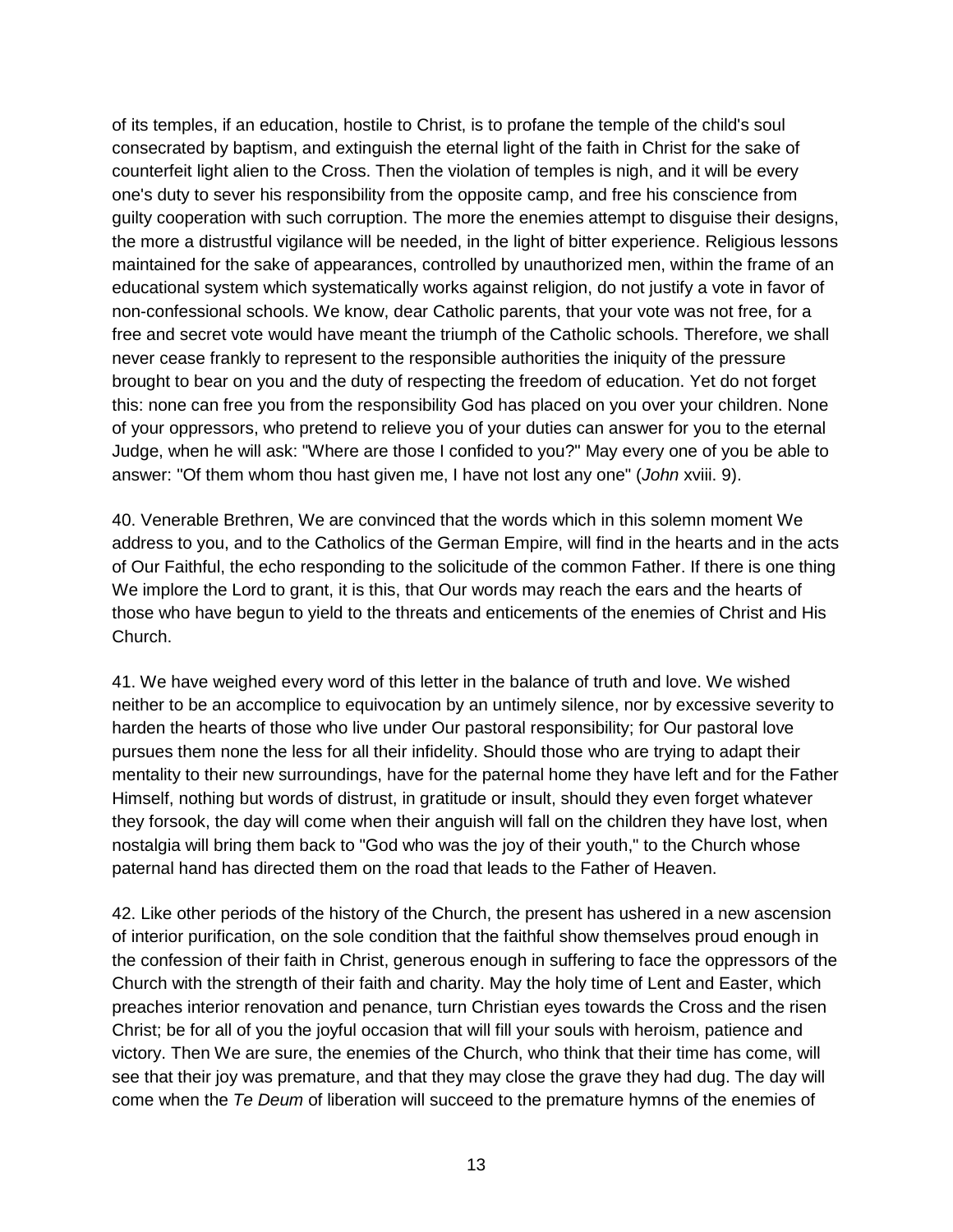of its temples, if an education, hostile to Christ, is to profane the temple of the child's soul consecrated by baptism, and extinguish the eternal light of the faith in Christ for the sake of counterfeit light alien to the Cross. Then the violation of temples is nigh, and it will be every one's duty to sever his responsibility from the opposite camp, and free his conscience from guilty cooperation with such corruption. The more the enemies attempt to disguise their designs, the more a distrustful vigilance will be needed, in the light of bitter experience. Religious lessons maintained for the sake of appearances, controlled by unauthorized men, within the frame of an educational system which systematically works against religion, do not justify a vote in favor of non-confessional schools. We know, dear Catholic parents, that your vote was not free, for a free and secret vote would have meant the triumph of the Catholic schools. Therefore, we shall never cease frankly to represent to the responsible authorities the iniquity of the pressure brought to bear on you and the duty of respecting the freedom of education. Yet do not forget this: none can free you from the responsibility God has placed on you over your children. None of your oppressors, who pretend to relieve you of your duties can answer for you to the eternal Judge, when he will ask: "Where are those I confided to you?" May every one of you be able to answer: "Of them whom thou hast given me, I have not lost any one" (*John* xviii. 9).

40. Venerable Brethren, We are convinced that the words which in this solemn moment We address to you, and to the Catholics of the German Empire, will find in the hearts and in the acts of Our Faithful, the echo responding to the solicitude of the common Father. If there is one thing We implore the Lord to grant, it is this, that Our words may reach the ears and the hearts of those who have begun to yield to the threats and enticements of the enemies of Christ and His Church.

41. We have weighed every word of this letter in the balance of truth and love. We wished neither to be an accomplice to equivocation by an untimely silence, nor by excessive severity to harden the hearts of those who live under Our pastoral responsibility; for Our pastoral love pursues them none the less for all their infidelity. Should those who are trying to adapt their mentality to their new surroundings, have for the paternal home they have left and for the Father Himself, nothing but words of distrust, in gratitude or insult, should they even forget whatever they forsook, the day will come when their anguish will fall on the children they have lost, when nostalgia will bring them back to "God who was the joy of their youth," to the Church whose paternal hand has directed them on the road that leads to the Father of Heaven.

42. Like other periods of the history of the Church, the present has ushered in a new ascension of interior purification, on the sole condition that the faithful show themselves proud enough in the confession of their faith in Christ, generous enough in suffering to face the oppressors of the Church with the strength of their faith and charity. May the holy time of Lent and Easter, which preaches interior renovation and penance, turn Christian eyes towards the Cross and the risen Christ; be for all of you the joyful occasion that will fill your souls with heroism, patience and victory. Then We are sure, the enemies of the Church, who think that their time has come, will see that their joy was premature, and that they may close the grave they had dug. The day will come when the *Te Deum* of liberation will succeed to the premature hymns of the enemies of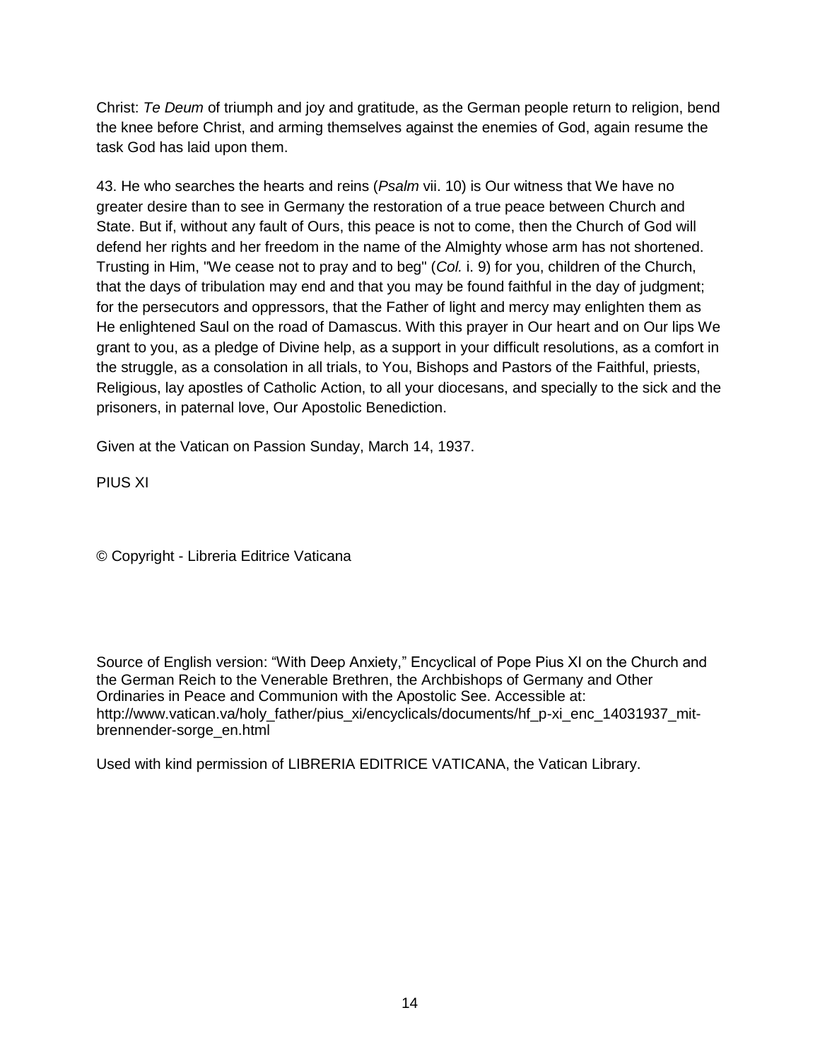Christ: *Te Deum* of triumph and joy and gratitude, as the German people return to religion, bend the knee before Christ, and arming themselves against the enemies of God, again resume the task God has laid upon them.

43. He who searches the hearts and reins (*Psalm* vii. 10) is Our witness that We have no greater desire than to see in Germany the restoration of a true peace between Church and State. But if, without any fault of Ours, this peace is not to come, then the Church of God will defend her rights and her freedom in the name of the Almighty whose arm has not shortened. Trusting in Him, "We cease not to pray and to beg" (*Col.* i. 9) for you, children of the Church, that the days of tribulation may end and that you may be found faithful in the day of judgment; for the persecutors and oppressors, that the Father of light and mercy may enlighten them as He enlightened Saul on the road of Damascus. With this prayer in Our heart and on Our lips We grant to you, as a pledge of Divine help, as a support in your difficult resolutions, as a comfort in the struggle, as a consolation in all trials, to You, Bishops and Pastors of the Faithful, priests, Religious, lay apostles of Catholic Action, to all your diocesans, and specially to the sick and the prisoners, in paternal love, Our Apostolic Benediction.

Given at the Vatican on Passion Sunday, March 14, 1937.

PIUS XI

© Copyright - Libreria Editrice Vaticana

Source of English version: "With Deep Anxiety," Encyclical of Pope Pius XI on the Church and the German Reich to the Venerable Brethren, the Archbishops of Germany and Other Ordinaries in Peace and Communion with the Apostolic See. Accessible at: http://www.vatican.va/holy_father/pius_xi/encyclicals/documents/hf_p-xi_enc_14031937_mit-brennender-sorge_en.html

Used with kind permission of LIBRERIA EDITRICE VATICANA, the Vatican Library.